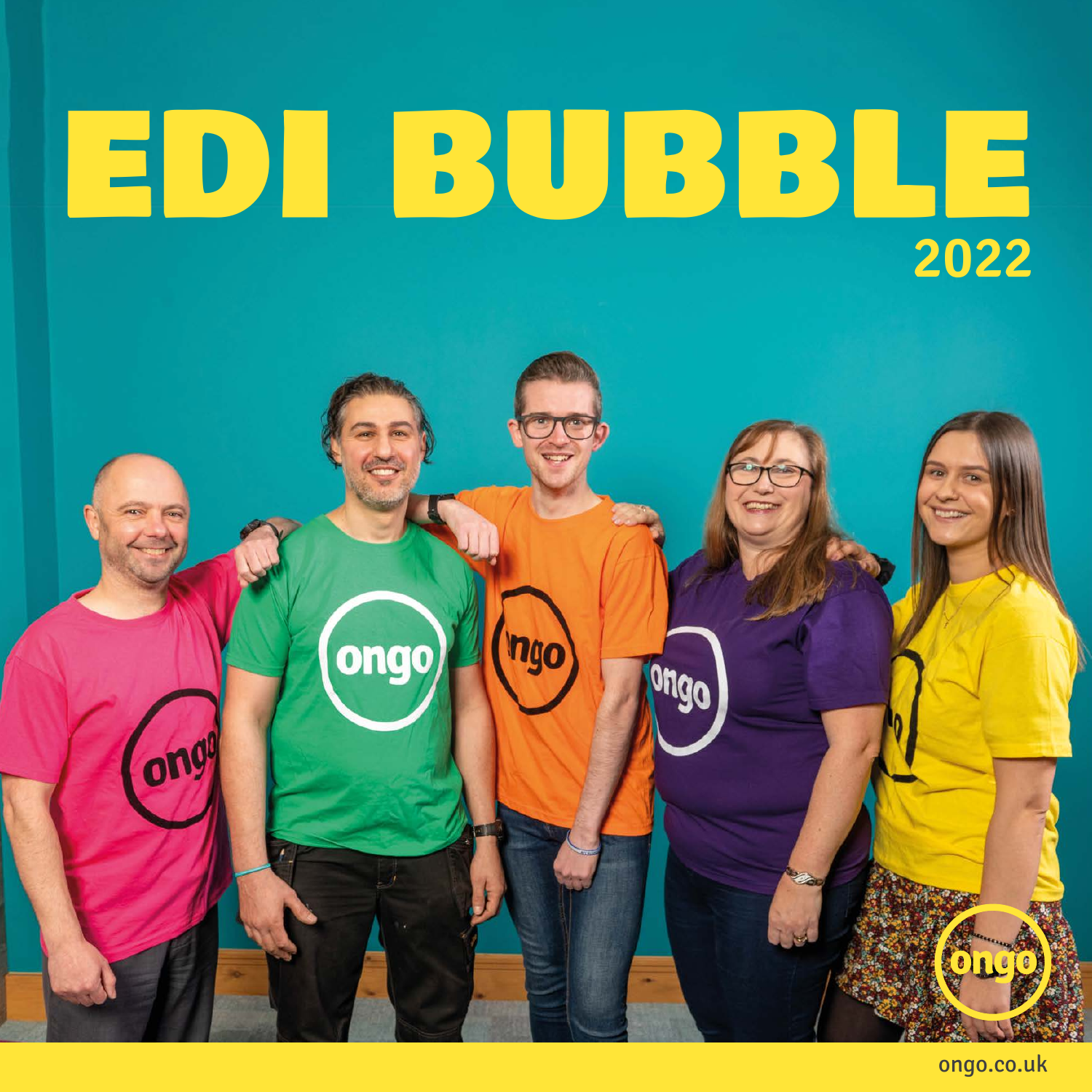# EDI BUBBLE

2022

ongo.co.uk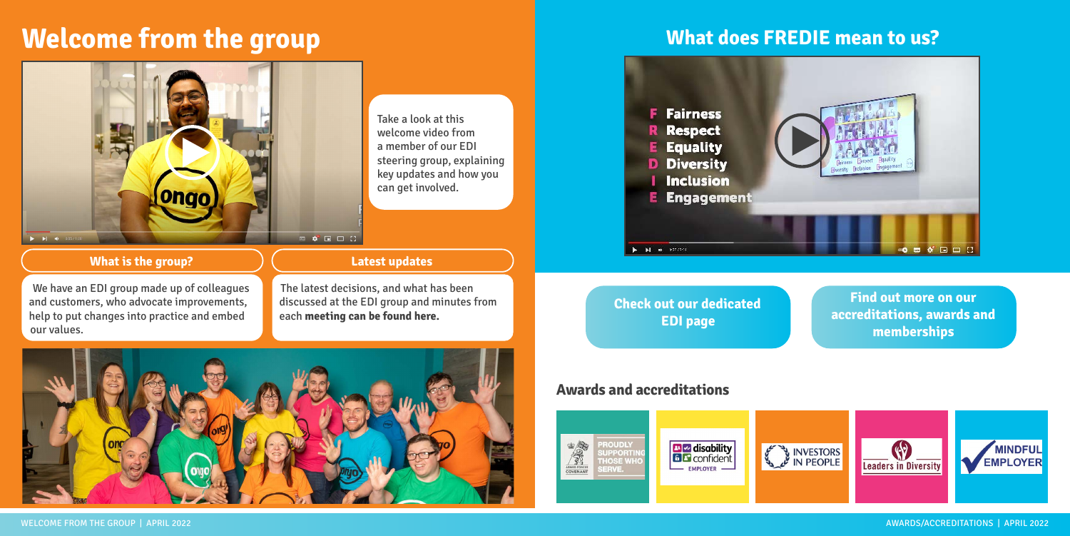# Welcome from the group

Take a look at this welcome video from a member of our EDI steering group, explaining key updates and how you can get involved.

### What is the group?

We have an EDI group made up of colleagues and customers, who advocate improvements, help to put changes into practice and embed our values.

### Latest updates

The latest decisions, and what has been discussed at the EDI group and minutes from each **meeting can be found here.**

# What does FREDIE mean to us?

- **F** Fairness
- **R** Respect
- **E** Equality
- **D** Diversity
- **I** Inclusion
- **E** Engagement

**Check out our dedicated EDI page**

**Find out more on our accreditations, awards and memberships**

## Awards and accreditations

- Armed Forces Covenant – Proudly supporting those who serve.
- Disability Confident Employer
- Investors in People
- Leaders in Diversity
- Mindful Employer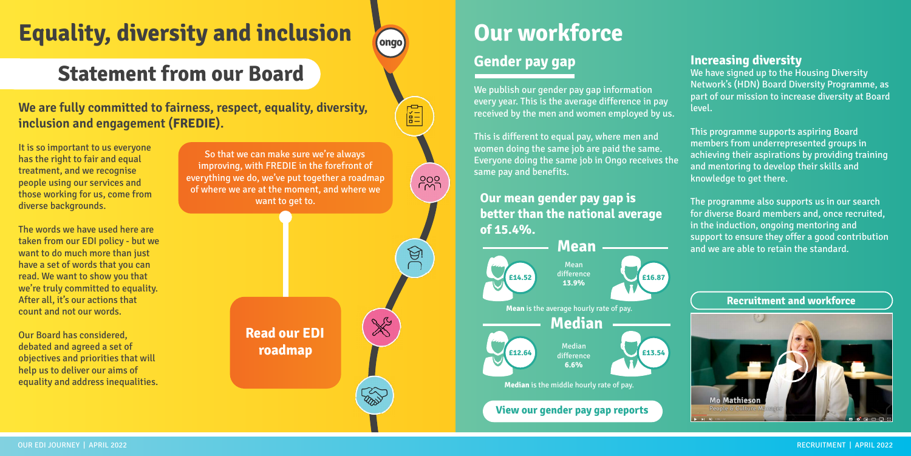# Equality, diversity and inclusion

## Statement from our Board

### We are fully committed to fairness, respect, equality, diversity, inclusion and engagement (FREDIE).

It is so important to us everyone has the right to fair and equal treatment, and we recognise people using our services and those working for us, come from diverse backgrounds.

The words we have used here are taken from our EDI policy - but we want to do much more than just have a set of words that you can read. We want to show you that we're truly committed to equality. After all, it's our actions that count and not our words.

Our Board has considered, debated and agreed a set of objectives and priorities that will help us to deliver our aims of equality and address inequalities.

So that we can make sure we're always improving, with FREDIE in the forefront of everything we do, we've put together a roadmap of where we are at the moment, and where we want to get to.

**Read our EDI roadmap**

# Our workforce

## Gender pay gap

We publish our gender pay gap information every year. This is the average difference in pay received by the men and women employed by us.

This is different to equal pay, where men and women doing the same job are paid the same. Everyone doing the same job in Ongo receives the same pay and benefits.

### Our mean gender pay gap is better than the national average of 15.4%.

**Mean**

| Women | Mean difference | Men |
|---|---|---|
| £14.52 | **13.9%** | £16.87 |

**Mean** is the average hourly rate of pay.

**Median**

| Women | Median difference | Men |
|---|---|---|
| £12.64 | **6.6%** | £13.54 |

**Median** is the middle hourly rate of pay.

**View our gender pay gap reports**

## Increasing diversity

We have signed up to the Housing Diversity Network's (HDN) Board Diversity Programme, as part of our mission to increase diversity at Board level.

This programme supports aspiring Board members from underrepresented groups in achieving their aspirations by providing training and mentoring to develop their skills and knowledge to get there.

The programme also supports us in our search for diverse Board members and, once recruited, in the induction, ongoing mentoring and support to ensure they offer a good contribution and we are able to retain the standard.

**Recruitment and workforce**

Mo Mathieson
People & Culture Manager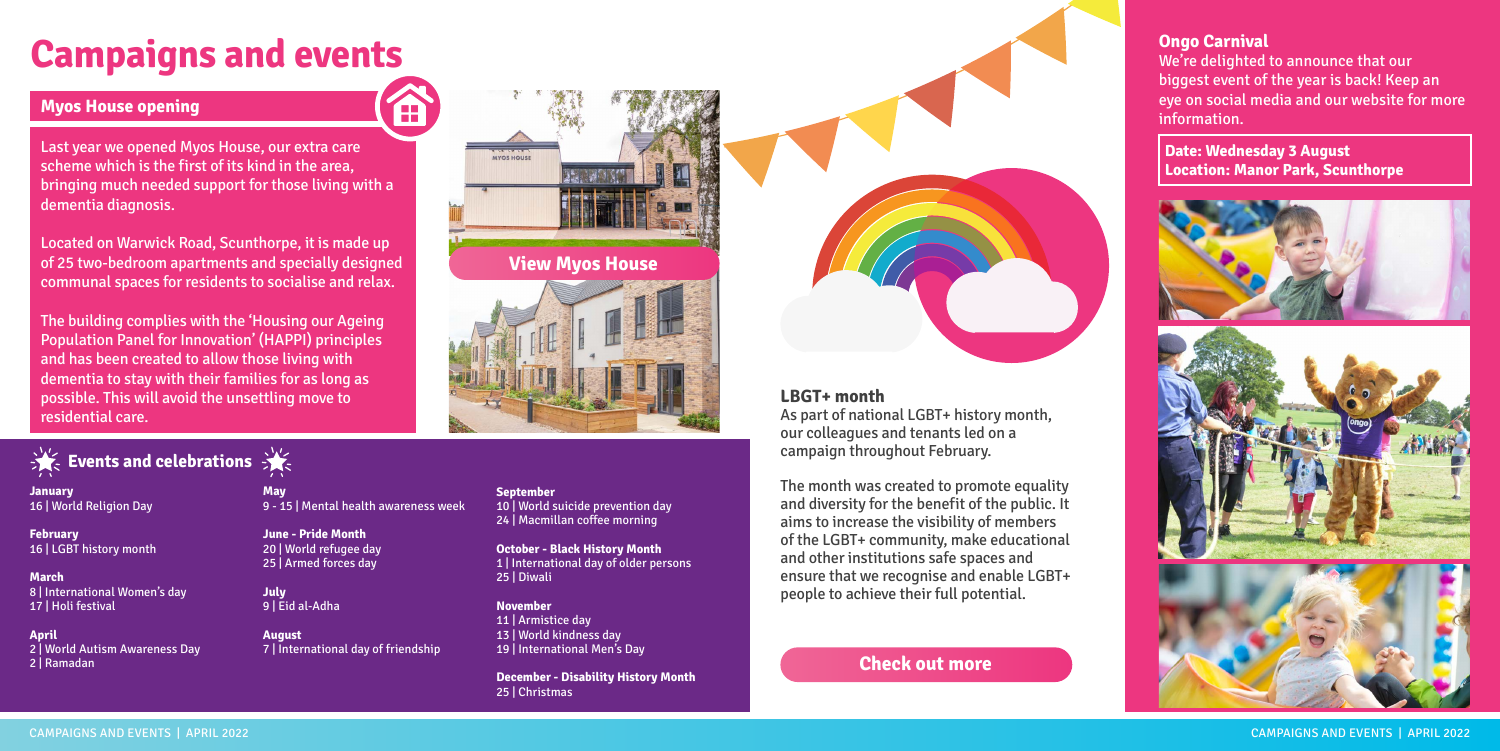# Campaigns and events

## Myos House opening

Last year we opened Myos House, our extra care scheme which is the first of its kind in the area, bringing much needed support for those living with a dementia diagnosis.

Located on Warwick Road, Scunthorpe, it is made up of 25 two-bedroom apartments and specially designed communal spaces for residents to socialise and relax.

The building complies with the 'Housing our Ageing Population Panel for Innovation' (HAPPI) principles and has been created to allow those living with dementia to stay with their families for as long as possible. This will avoid the unsettling move to residential care.

**View Myos House**

## Events and celebrations

**January**
16 | World Religion Day

**February**
16 | LGBT history month

**March**
8 | International Women's day
17 | Holi festival

**April**
2 | World Autism Awareness Day
2 | Ramadan

**May**
9 - 15 | Mental health awareness week

**June - Pride Month**
20 | World refugee day
25 | Armed forces day

**July**
9 | Eid al-Adha

**August**
7 | International day of friendship

**September**
10 | World suicide prevention day
24 | Macmillan coffee morning

**October - Black History Month**
1 | International day of older persons
25 | Diwali

**November**
11 | Armistice day
13 | World kindness day
19 | International Men's Day

**December - Disability History Month**
25 | Christmas

## LBGT+ month

As part of national LGBT+ history month, our colleagues and tenants led on a campaign throughout February.

The month was created to promote equality and diversity for the benefit of the public. It aims to increase the visibility of members of the LGBT+ community, make educational and other institutions safe spaces and ensure that we recognise and enable LGBT+ people to achieve their full potential.

**Check out more**

## Ongo Carnival

We're delighted to announce that our biggest event of the year is back! Keep an eye on social media and our website for more information.

**Date: Wednesday 3 August**
**Location: Manor Park, Scunthorpe**